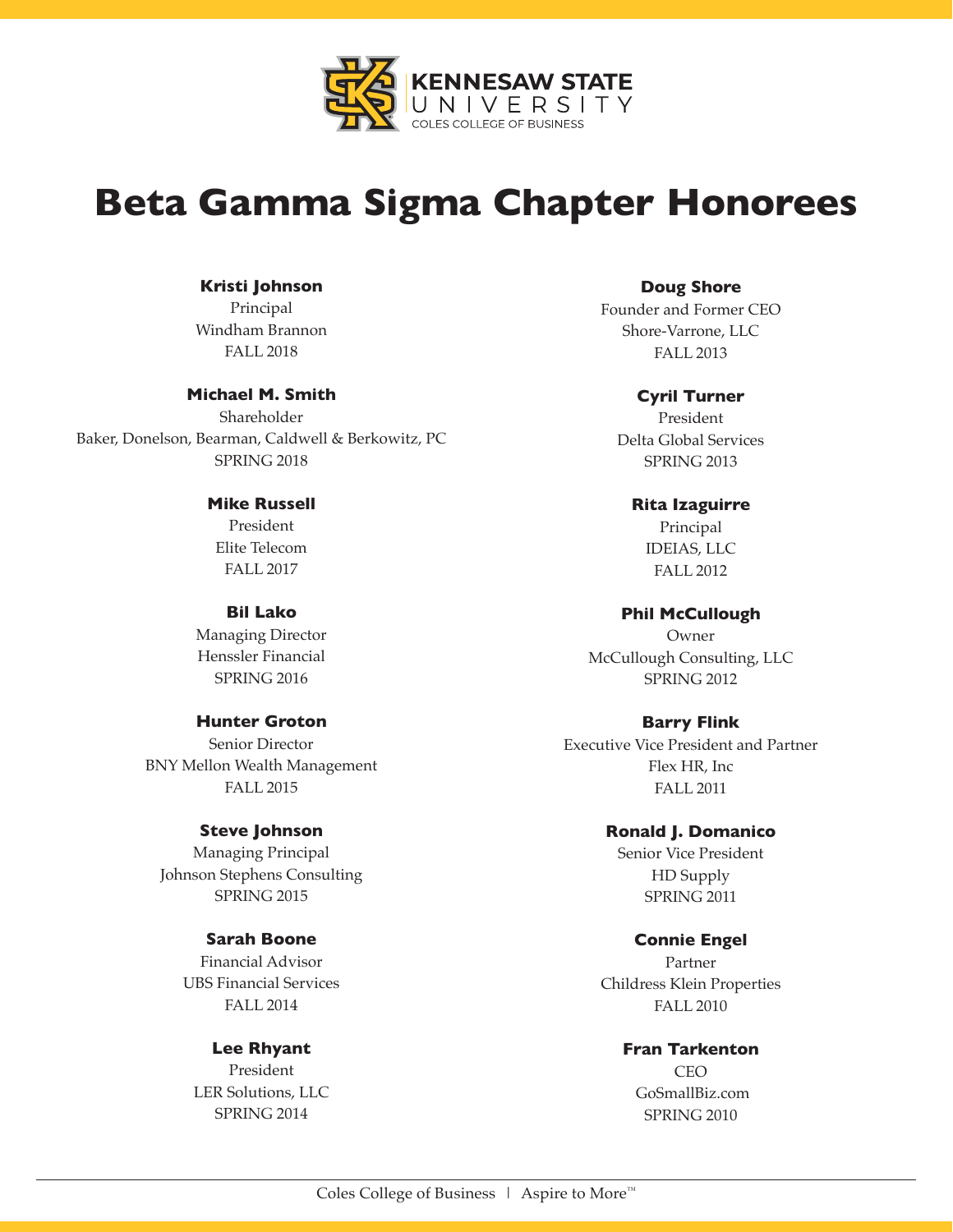KENNESAW STATE UNIVERSITY
COLES COLLEGE OF BUSINESS

# Beta Gamma Sigma Chapter Honorees

**Kristi Johnson**
Principal
Windham Brannon
FALL 2018

**Michael M. Smith**
Shareholder
Baker, Donelson, Bearman, Caldwell & Berkowitz, PC
SPRING 2018

**Mike Russell**
President
Elite Telecom
FALL 2017

**Bil Lako**
Managing Director
Henssler Financial
SPRING 2016

**Hunter Groton**
Senior Director
BNY Mellon Wealth Management
FALL 2015

**Steve Johnson**
Managing Principal
Johnson Stephens Consulting
SPRING 2015

**Sarah Boone**
Financial Advisor
UBS Financial Services
FALL 2014

**Lee Rhyant**
President
LER Solutions, LLC
SPRING 2014

**Doug Shore**
Founder and Former CEO
Shore-Varrone, LLC
FALL 2013

**Cyril Turner**
President
Delta Global Services
SPRING 2013

**Rita Izaguirre**
Principal
IDEIAS, LLC
FALL 2012

**Phil McCullough**
Owner
McCullough Consulting, LLC
SPRING 2012

**Barry Flink**
Executive Vice President and Partner
Flex HR, Inc
FALL 2011

**Ronald J. Domanico**
Senior Vice President
HD Supply
SPRING 2011

**Connie Engel**
Partner
Childress Klein Properties
FALL 2010

**Fran Tarkenton**
CEO
GoSmallBiz.com
SPRING 2010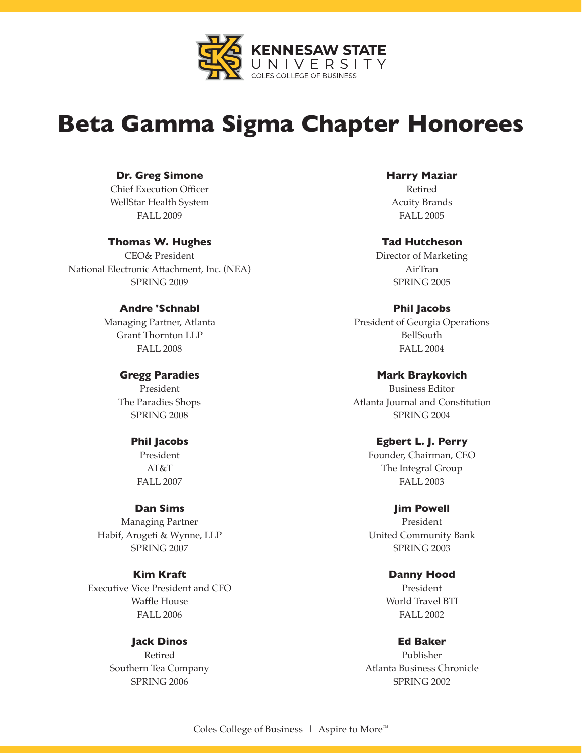KENNESAW STATE UNIVERSITY
COLES COLLEGE OF BUSINESS

# Beta Gamma Sigma Chapter Honorees

**Dr. Greg Simone**
Chief Execution Officer
WellStar Health System
FALL 2009

**Thomas W. Hughes**
CEO& President
National Electronic Attachment, Inc. (NEA)
SPRING 2009

**Andre 'Schnabl**
Managing Partner, Atlanta
Grant Thornton LLP
FALL 2008

**Gregg Paradies**
President
The Paradies Shops
SPRING 2008

**Phil Jacobs**
President
AT&T
FALL 2007

**Dan Sims**
Managing Partner
Habif, Arogeti & Wynne, LLP
SPRING 2007

**Kim Kraft**
Executive Vice President and CFO
Waffle House
FALL 2006

**Jack Dinos**
Retired
Southern Tea Company
SPRING 2006

**Harry Maziar**
Retired
Acuity Brands
FALL 2005

**Tad Hutcheson**
Director of Marketing
AirTran
SPRING 2005

**Phil Jacobs**
President of Georgia Operations
BellSouth
FALL 2004

**Mark Braykovich**
Business Editor
Atlanta Journal and Constitution
SPRING 2004

**Egbert L. J. Perry**
Founder, Chairman, CEO
The Integral Group
FALL 2003

**Jim Powell**
President
United Community Bank
SPRING 2003

**Danny Hood**
President
World Travel BTI
FALL 2002

**Ed Baker**
Publisher
Atlanta Business Chronicle
SPRING 2002

Coles College of Business | Aspire to More™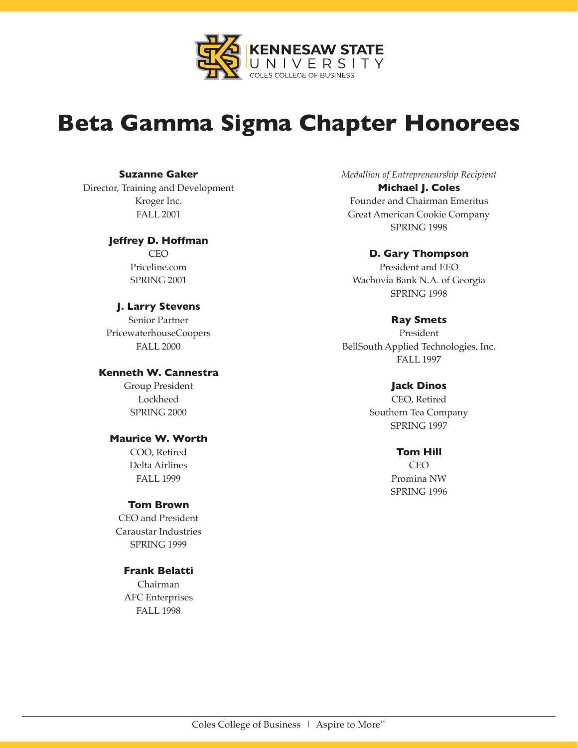# Beta Gamma Sigma Chapter Honorees

**Suzanne Gaker**
Director, Training and Development
Kroger Inc.
FALL 2001

**Jeffrey D. Hoffman**
CEO
Priceline.com
SPRING 2001

**J. Larry Stevens**
Senior Partner
PricewaterhouseCoopers
FALL 2000

**Kenneth W. Cannestra**
Group President
Lockheed
SPRING 2000

**Maurice W. Worth**
COO, Retired
Delta Airlines
FALL 1999

**Tom Brown**
CEO and President
Caraustar Industries
SPRING 1999

**Frank Belatti**
Chairman
AFC Enterprises
FALL 1998

*Medallion of Entrepreneurship Recipient*
**Michael J. Coles**
Founder and Chairman Emeritus
Great American Cookie Company
SPRING 1998

**D. Gary Thompson**
President and EEO
Wachovia Bank N.A. of Georgia
SPRING 1998

**Ray Smets**
President
BellSouth Applied Technologies, Inc.
FALL 1997

**Jack Dinos**
CEO, Retired
Southern Tea Company
SPRING 1997

**Tom Hill**
CEO
Promina NW
SPRING 1996